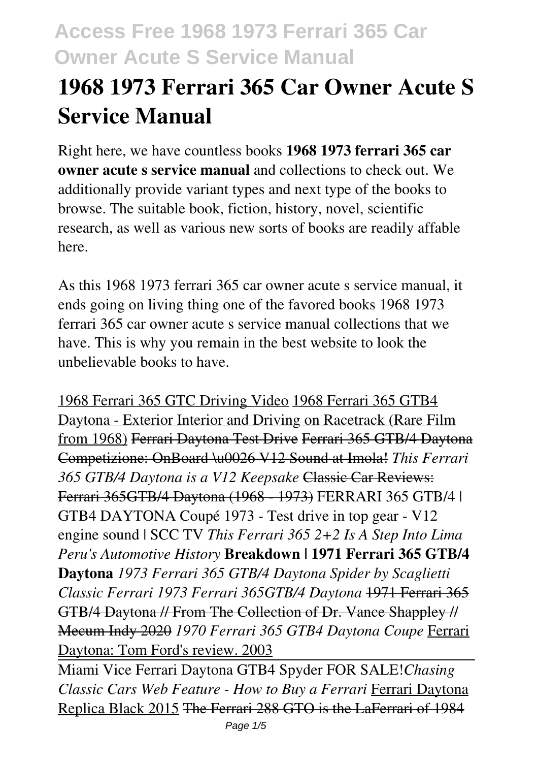# 1968 1973 Ferrari 365 Car Owner Acute S Service Manual

Right here, we have countless books **1968 1973 ferrari 365 car owner acute s service manual** and collections to check out. We additionally provide variant types and next type of the books to browse. The suitable book, fiction, history, novel, scientific research, as well as various new sorts of books are readily affable here.

As this 1968 1973 ferrari 365 car owner acute s service manual, it ends going on living thing one of the favored books 1968 1973 ferrari 365 car owner acute s service manual collections that we have. This is why you remain in the best website to look the unbelievable books to have.

1968 Ferrari 365 GTC Driving Video 1968 Ferrari 365 GTB4 Daytona - Exterior Interior and Driving on Racetrack (Rare Film from 1968) ~~Ferrari Daytona Test Drive~~ ~~Ferrari 365 GTB/4 Daytona Competizione: OnBoard \u0026 V12 Sound at Imola!~~ *This Ferrari 365 GTB/4 Daytona is a V12 Keepsake* ~~Classic Car Reviews: Ferrari 365GTB/4 Daytona (1968 - 1973)~~ FERRARI 365 GTB/4 | GTB4 DAYTONA Coupé 1973 - Test drive in top gear - V12 engine sound | SCC TV *This Ferrari 365 2+2 Is A Step Into Lima Peru's Automotive History* **Breakdown | 1971 Ferrari 365 GTB/4 Daytona** *1973 Ferrari 365 GTB/4 Daytona Spider by Scaglietti Classic Ferrari 1973 Ferrari 365GTB/4 Daytona* ~~1971 Ferrari 365 GTB/4 Daytona // From The Collection of Dr. Vance Shappley // Mecum Indy 2020~~ *1970 Ferrari 365 GTB4 Daytona Coupe* Ferrari Daytona: Tom Ford's review. 2003

Miami Vice Ferrari Daytona GTB4 Spyder FOR SALE! *Chasing Classic Cars Web Feature - How to Buy a Ferrari* Ferrari Daytona Replica Black 2015 ~~The Ferrari 288 GTO is the LaFerrari of 1984~~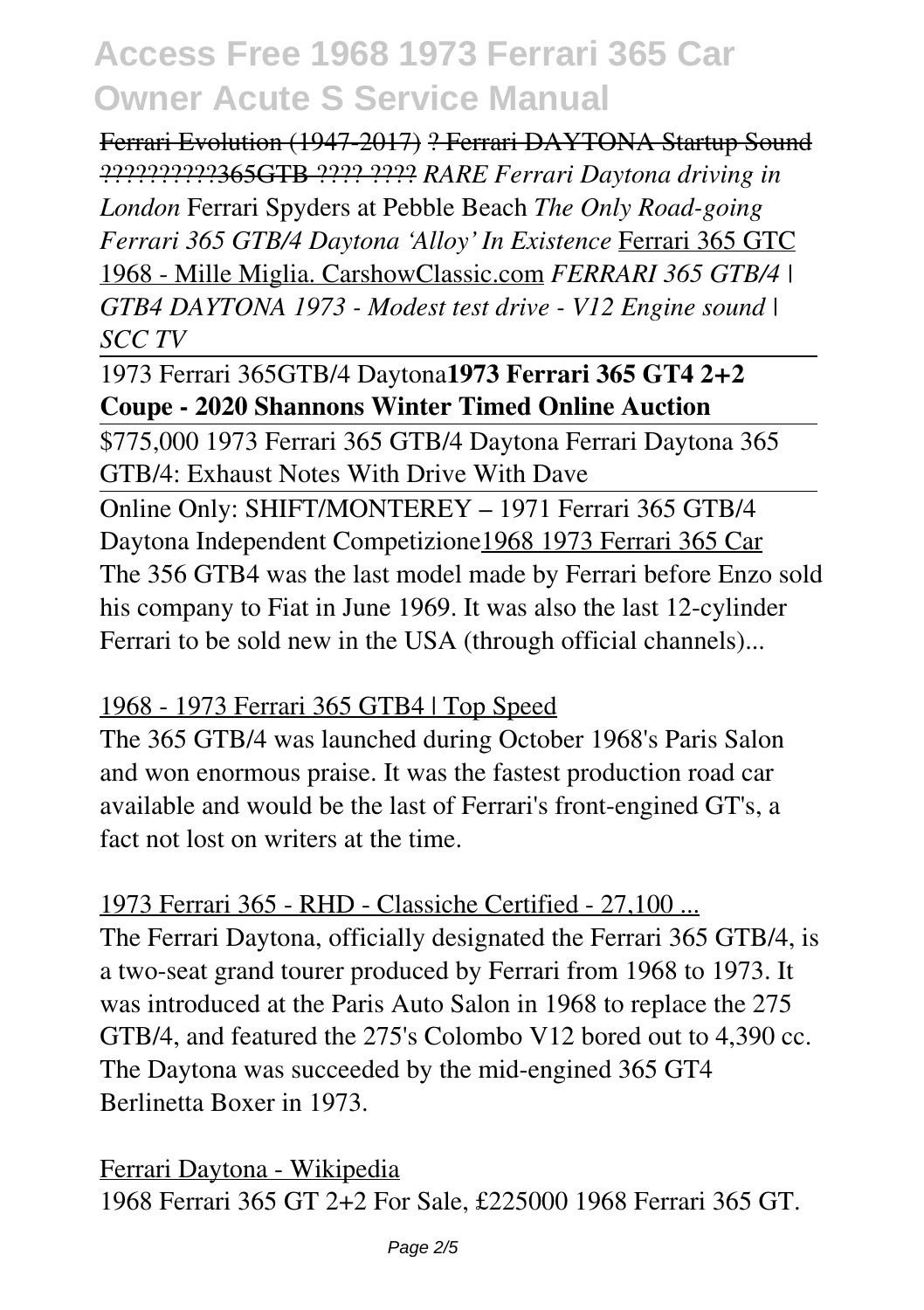Ferrari Evolution (1947-2017) ? Ferrari DAYTONA Startup Sound ??????????365GTB ???? ???? *RARE Ferrari Daytona driving in London* Ferrari Spyders at Pebble Beach *The Only Road-going Ferrari 365 GTB/4 Daytona 'Alloy' In Existence* Ferrari 365 GTC 1968 - Mille Miglia. CarshowClassic.com *FERRARI 365 GTB/4 | GTB4 DAYTONA 1973 - Modest test drive - V12 Engine sound | SCC TV*

1973 Ferrari 365GTB/4 Daytona**1973 Ferrari 365 GT4 2+2 Coupe - 2020 Shannons Winter Timed Online Auction**

\$775,000 1973 Ferrari 365 GTB/4 Daytona Ferrari Daytona 365 GTB/4: Exhaust Notes With Drive With Dave

Online Only: SHIFT/MONTEREY – 1971 Ferrari 365 GTB/4 Daytona Independent Competizione1968 1973 Ferrari 365 Car

The 356 GTB4 was the last model made by Ferrari before Enzo sold his company to Fiat in June 1969. It was also the last 12-cylinder Ferrari to be sold new in the USA (through official channels)...

1968 - 1973 Ferrari 365 GTB4 | Top Speed

The 365 GTB/4 was launched during October 1968's Paris Salon and won enormous praise. It was the fastest production road car available and would be the last of Ferrari's front-engined GT's, a fact not lost on writers at the time.

1973 Ferrari 365 - RHD - Classiche Certified - 27,100 ...

The Ferrari Daytona, officially designated the Ferrari 365 GTB/4, is a two-seat grand tourer produced by Ferrari from 1968 to 1973. It was introduced at the Paris Auto Salon in 1968 to replace the 275 GTB/4, and featured the 275's Colombo V12 bored out to 4,390 cc. The Daytona was succeeded by the mid-engined 365 GT4 Berlinetta Boxer in 1973.

Ferrari Daytona - Wikipedia

1968 Ferrari 365 GT 2+2 For Sale, £225000 1968 Ferrari 365 GT.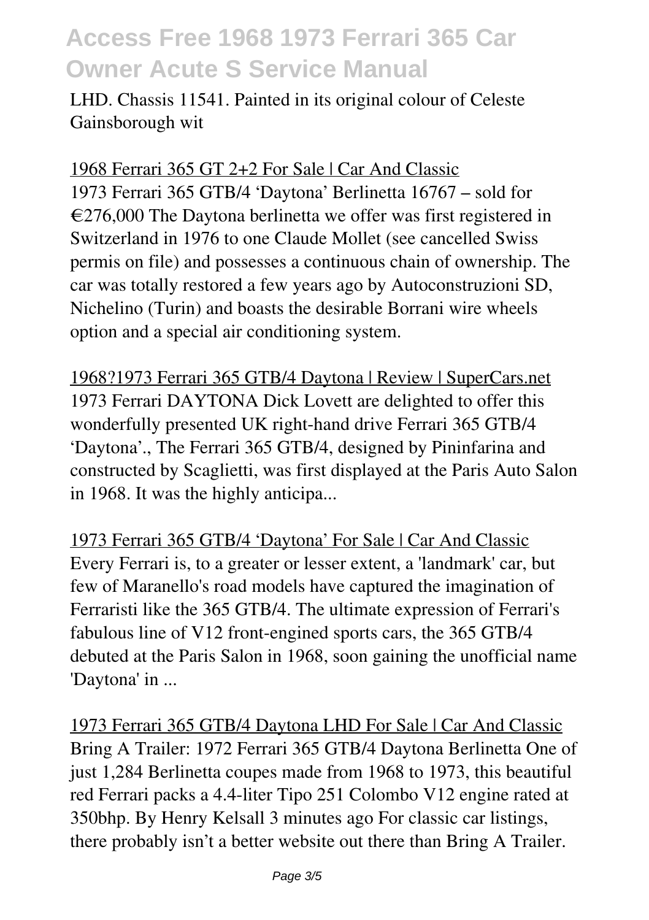LHD. Chassis 11541. Painted in its original colour of Celeste Gainsborough wit

1968 Ferrari 365 GT 2+2 For Sale | Car And Classic

1973 Ferrari 365 GTB/4 'Daytona' Berlinetta 16767 – sold for €276,000 The Daytona berlinetta we offer was first registered in Switzerland in 1976 to one Claude Mollet (see cancelled Swiss permis on file) and possesses a continuous chain of ownership. The car was totally restored a few years ago by Autoconstruzioni SD, Nichelino (Turin) and boasts the desirable Borrani wire wheels option and a special air conditioning system.

1968?1973 Ferrari 365 GTB/4 Daytona | Review | SuperCars.net

1973 Ferrari DAYTONA Dick Lovett are delighted to offer this wonderfully presented UK right-hand drive Ferrari 365 GTB/4 'Daytona'., The Ferrari 365 GTB/4, designed by Pininfarina and constructed by Scaglietti, was first displayed at the Paris Auto Salon in 1968. It was the highly anticipa...

1973 Ferrari 365 GTB/4 'Daytona' For Sale | Car And Classic

Every Ferrari is, to a greater or lesser extent, a 'landmark' car, but few of Maranello's road models have captured the imagination of Ferraristi like the 365 GTB/4. The ultimate expression of Ferrari's fabulous line of V12 front-engined sports cars, the 365 GTB/4 debuted at the Paris Salon in 1968, soon gaining the unofficial name 'Daytona' in ...

1973 Ferrari 365 GTB/4 Daytona LHD For Sale | Car And Classic

Bring A Trailer: 1972 Ferrari 365 GTB/4 Daytona Berlinetta One of just 1,284 Berlinetta coupes made from 1968 to 1973, this beautiful red Ferrari packs a 4.4-liter Tipo 251 Colombo V12 engine rated at 350bhp. By Henry Kelsall 3 minutes ago For classic car listings, there probably isn't a better website out there than Bring A Trailer.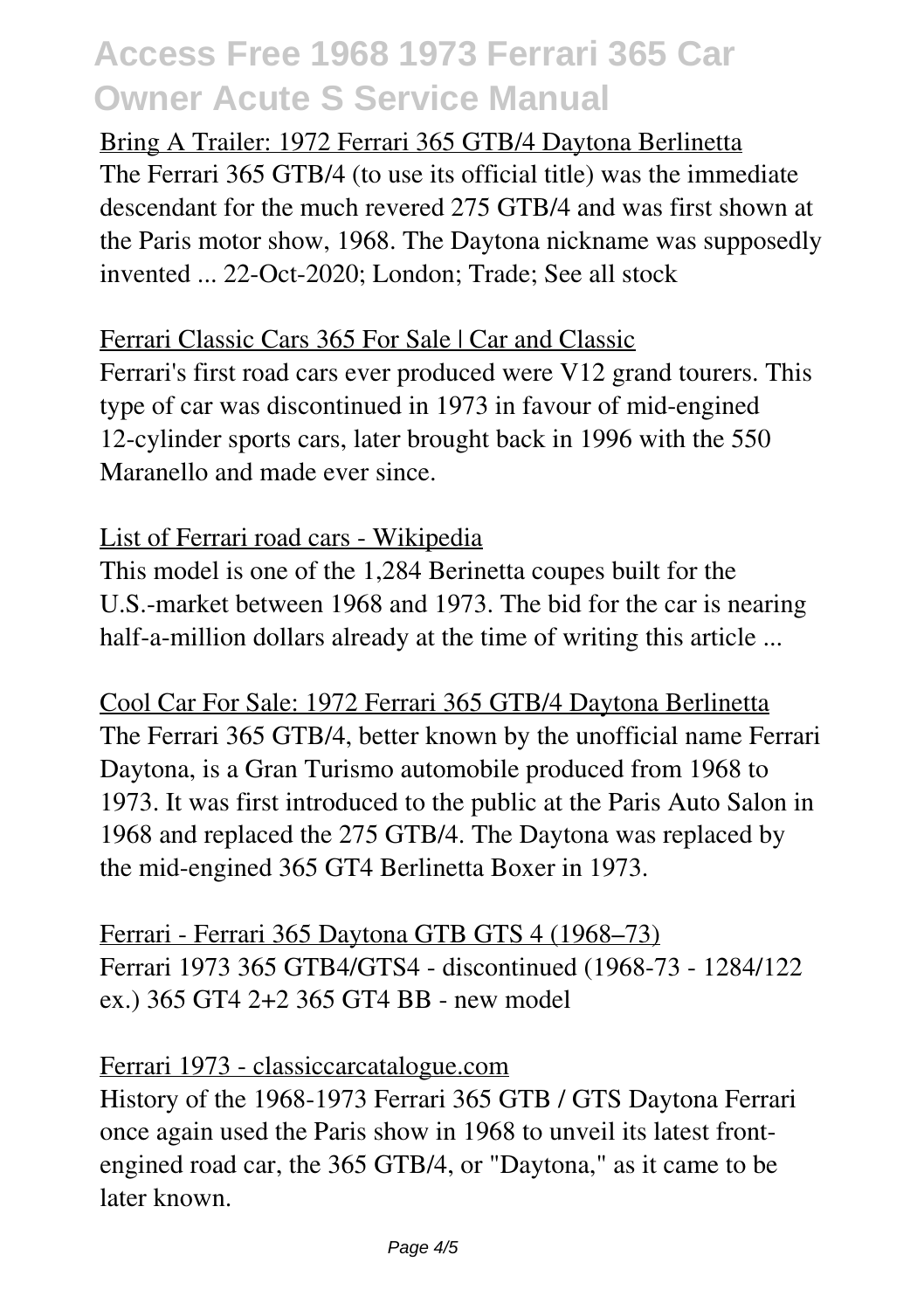Bring A Trailer: 1972 Ferrari 365 GTB/4 Daytona Berlinetta

The Ferrari 365 GTB/4 (to use its official title) was the immediate descendant for the much revered 275 GTB/4 and was first shown at the Paris motor show, 1968. The Daytona nickname was supposedly invented ... 22-Oct-2020; London; Trade; See all stock

Ferrari Classic Cars 365 For Sale | Car and Classic

Ferrari's first road cars ever produced were V12 grand tourers. This type of car was discontinued in 1973 in favour of mid-engined 12-cylinder sports cars, later brought back in 1996 with the 550 Maranello and made ever since.

List of Ferrari road cars - Wikipedia

This model is one of the 1,284 Berinetta coupes built for the U.S.-market between 1968 and 1973. The bid for the car is nearing half-a-million dollars already at the time of writing this article ...

Cool Car For Sale: 1972 Ferrari 365 GTB/4 Daytona Berlinetta

The Ferrari 365 GTB/4, better known by the unofficial name Ferrari Daytona, is a Gran Turismo automobile produced from 1968 to 1973. It was first introduced to the public at the Paris Auto Salon in 1968 and replaced the 275 GTB/4. The Daytona was replaced by the mid-engined 365 GT4 Berlinetta Boxer in 1973.

Ferrari - Ferrari 365 Daytona GTB GTS 4 (1968–73)

Ferrari 1973 365 GTB4/GTS4 - discontinued (1968-73 - 1284/122 ex.) 365 GT4 2+2 365 GT4 BB - new model

Ferrari 1973 - classiccarcatalogue.com

History of the 1968-1973 Ferrari 365 GTB / GTS Daytona Ferrari once again used the Paris show in 1968 to unveil its latest front-engined road car, the 365 GTB/4, or "Daytona," as it came to be later known.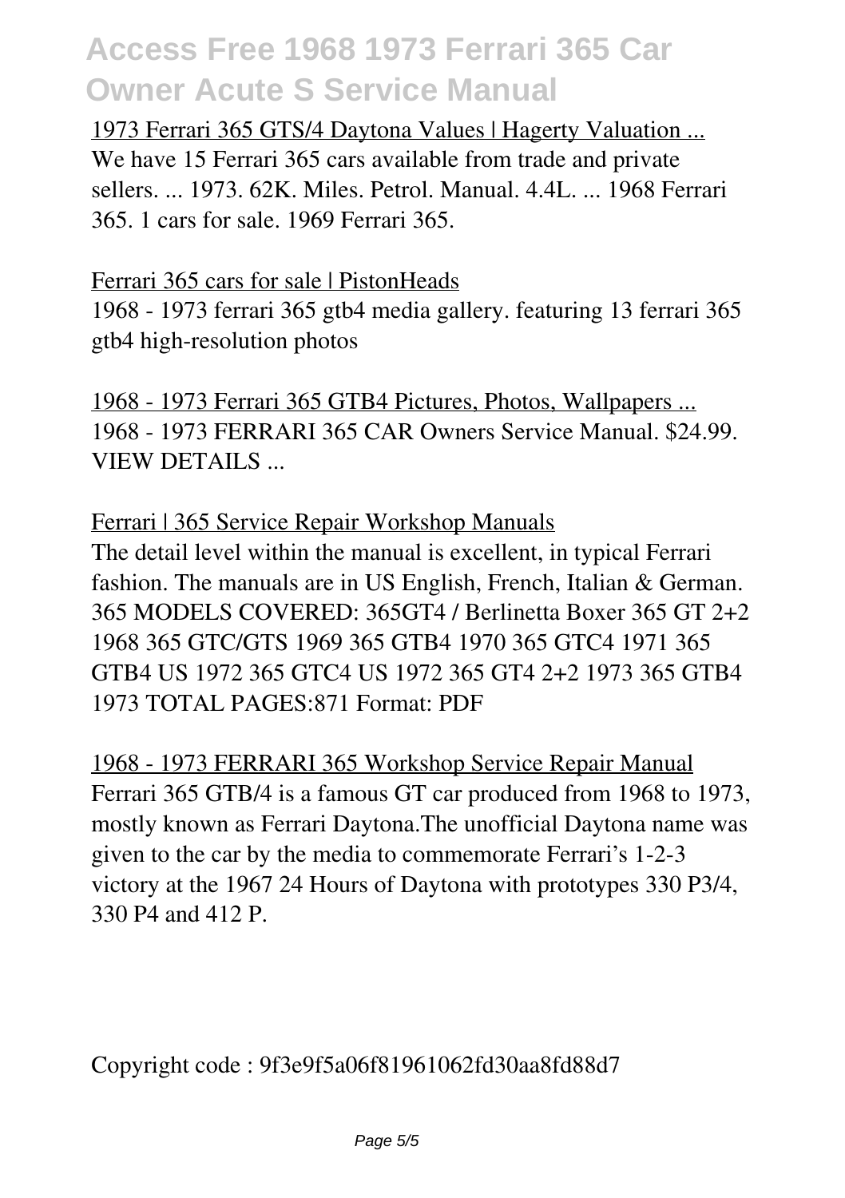1973 Ferrari 365 GTS/4 Daytona Values | Hagerty Valuation ...
We have 15 Ferrari 365 cars available from trade and private sellers. ... 1973. 62K. Miles. Petrol. Manual. 4.4L. ... 1968 Ferrari 365. 1 cars for sale. 1969 Ferrari 365.

Ferrari 365 cars for sale | PistonHeads
1968 - 1973 ferrari 365 gtb4 media gallery. featuring 13 ferrari 365 gtb4 high-resolution photos

1968 - 1973 Ferrari 365 GTB4 Pictures, Photos, Wallpapers ...
1968 - 1973 FERRARI 365 CAR Owners Service Manual. $24.99. VIEW DETAILS ...

Ferrari | 365 Service Repair Workshop Manuals
The detail level within the manual is excellent, in typical Ferrari fashion. The manuals are in US English, French, Italian & German. 365 MODELS COVERED: 365GT4 / Berlinetta Boxer 365 GT 2+2 1968 365 GTC/GTS 1969 365 GTB4 1970 365 GTC4 1971 365 GTB4 US 1972 365 GTC4 US 1972 365 GT4 2+2 1973 365 GTB4 1973 TOTAL PAGES:871 Format: PDF

1968 - 1973 FERRARI 365 Workshop Service Repair Manual
Ferrari 365 GTB/4 is a famous GT car produced from 1968 to 1973, mostly known as Ferrari Daytona.The unofficial Daytona name was given to the car by the media to commemorate Ferrari's 1-2-3 victory at the 1967 24 Hours of Daytona with prototypes 330 P3/4, 330 P4 and 412 P.

Copyright code : 9f3e9f5a06f81961062fd30aa8fd88d7